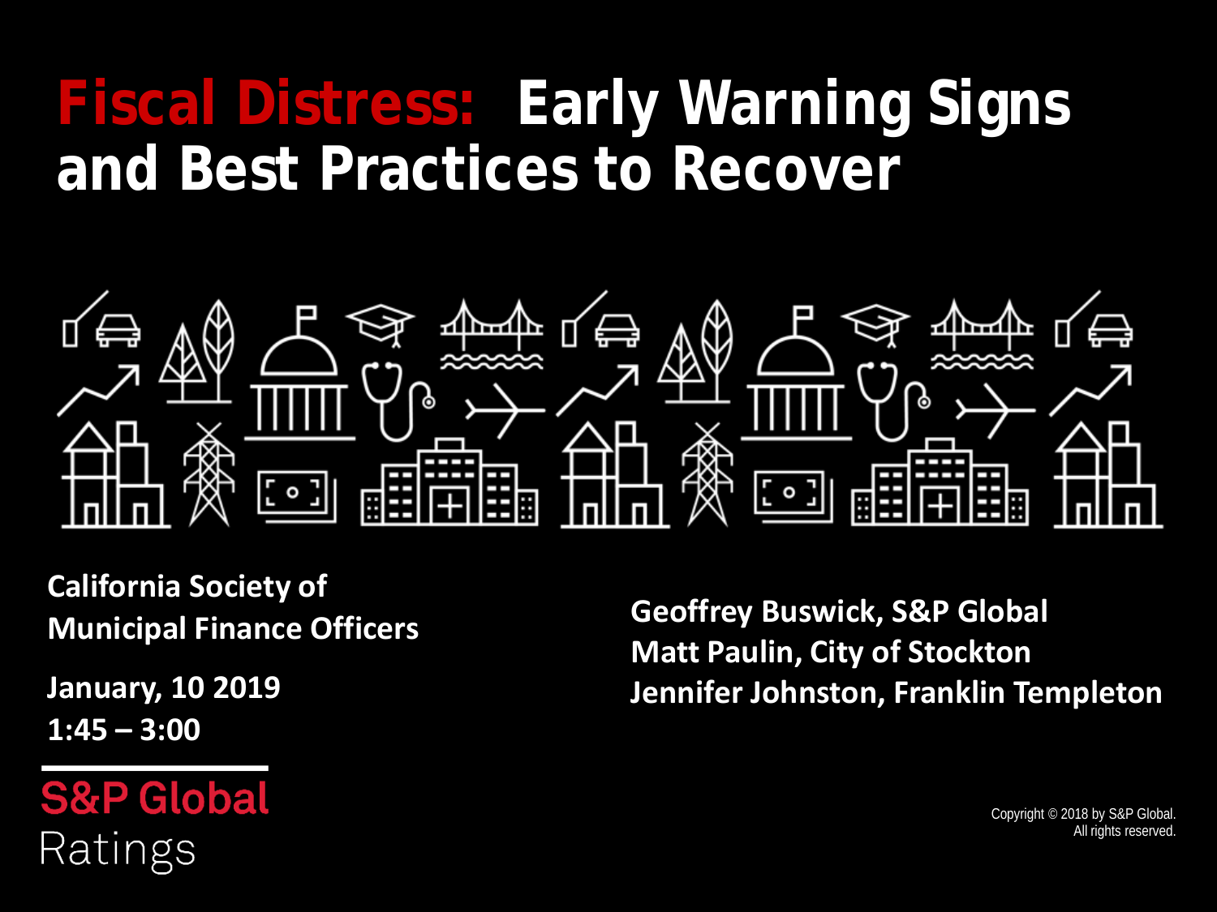# Fiscal Distress: Early Warning Signs and Best Practices to Recover

**California Society of Municipal Finance Officers**

**January, 10 2019**
**1:45 – 3:00**

**Geoffrey Buswick, S&P Global**
**Matt Paulin, City of Stockton**
**Jennifer Johnston, Franklin Templeton**

S&P Global
Ratings

Copyright © 2018 by S&P Global.
All rights reserved.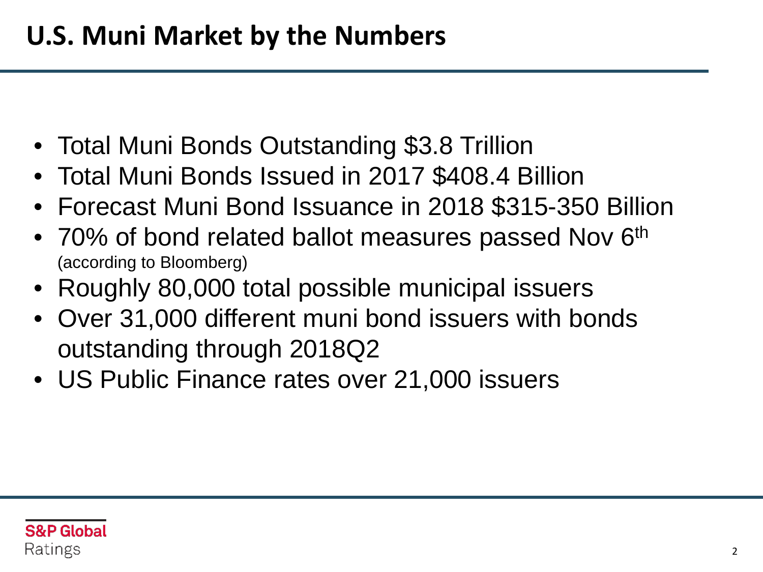# U.S. Muni Market by the Numbers

- Total Muni Bonds Outstanding $3.8 Trillion
- Total Muni Bonds Issued in 2017 $408.4 Billion
- Forecast Muni Bond Issuance in 2018 $315-350 Billion
- 70% of bond related ballot measures passed Nov 6th (according to Bloomberg)
- Roughly 80,000 total possible municipal issuers
- Over 31,000 different muni bond issuers with bonds outstanding through 2018Q2
- US Public Finance rates over 21,000 issuers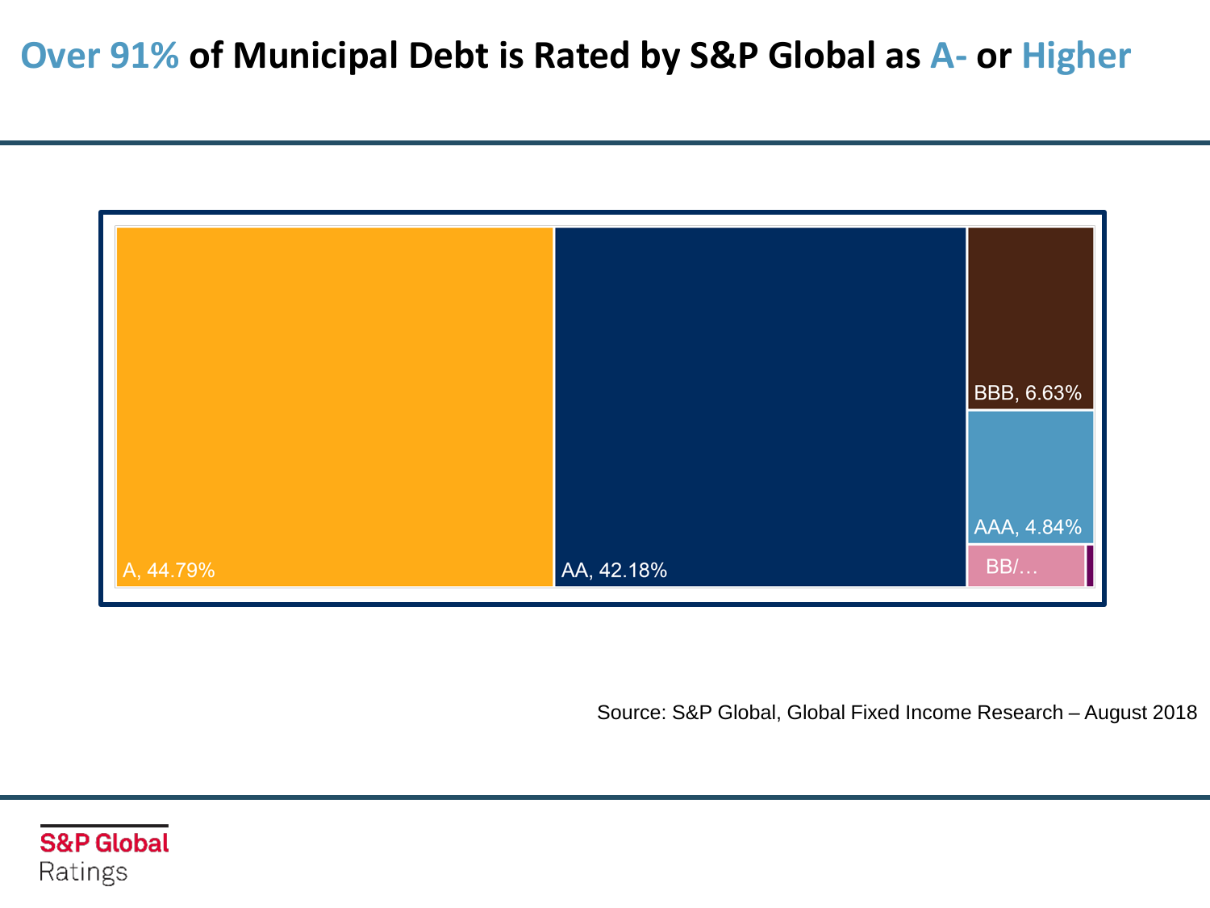# Over 91% of Municipal Debt is Rated by S&P Global as A- or Higher

A, 44.79%

AA, 42.18%

BBB, 6.63%

AAA, 4.84%

BB/…

Source: S&P Global, Global Fixed Income Research – August 2018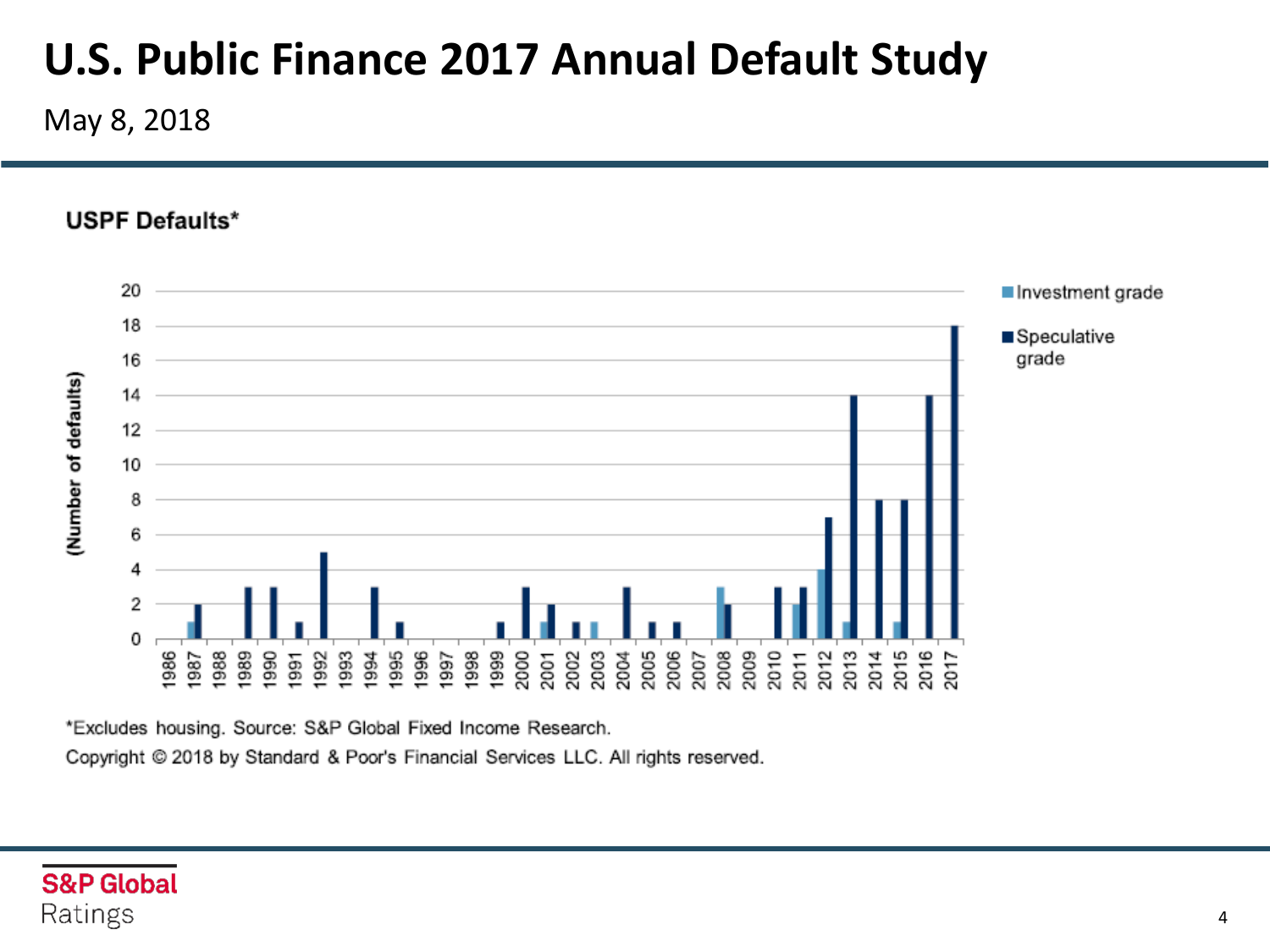# U.S. Public Finance 2017 Annual Default Study

May 8, 2018

**USPF Defaults***

*Excludes housing. Source: S&P Global Fixed Income Research.

Copyright © 2018 by Standard & Poor's Financial Services LLC. All rights reserved.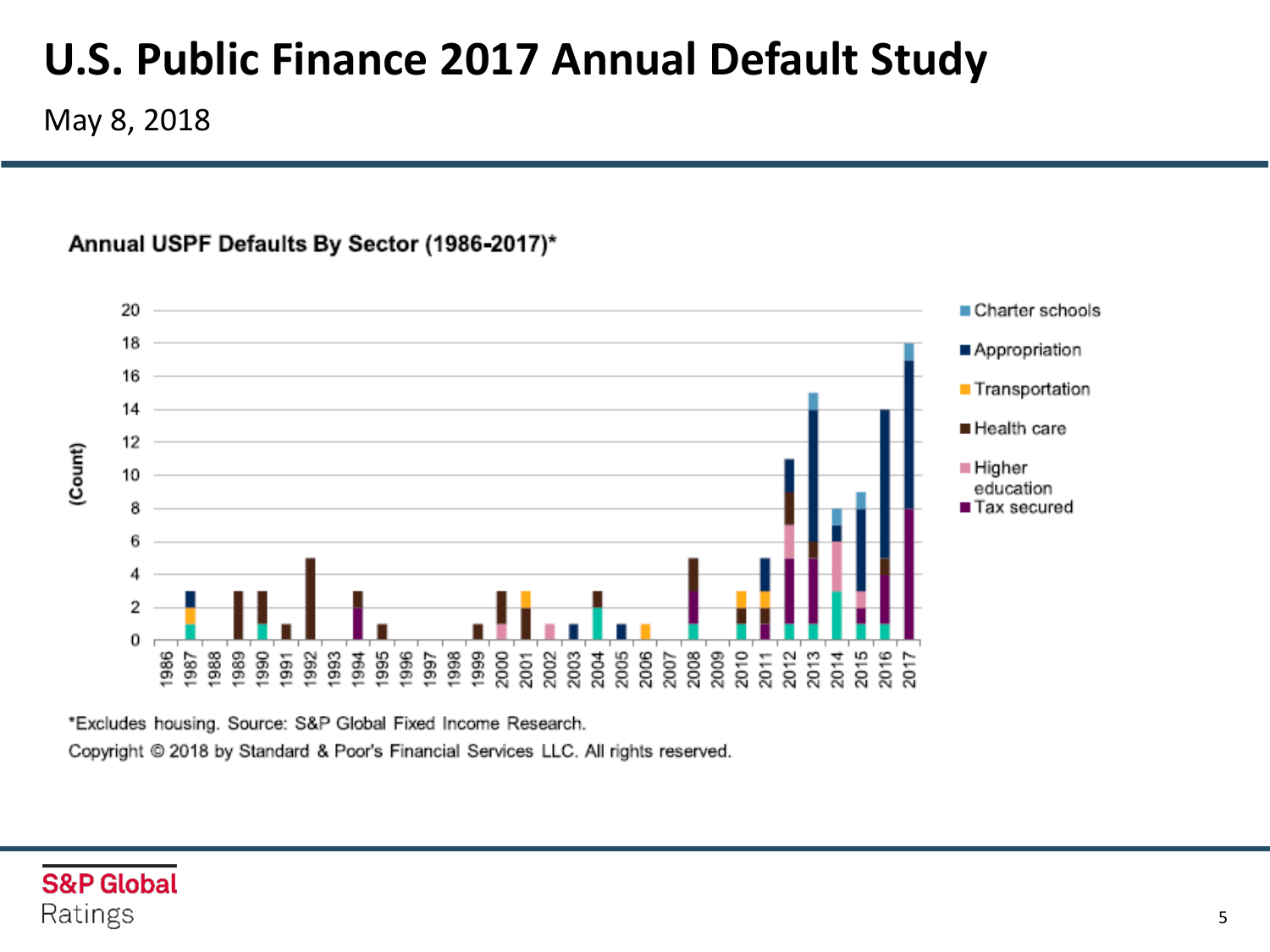# U.S. Public Finance 2017 Annual Default Study

May 8, 2018

**Annual USPF Defaults By Sector (1986-2017)***

*Excludes housing. Source: S&P Global Fixed Income Research.

Copyright © 2018 by Standard & Poor's Financial Services LLC. All rights reserved.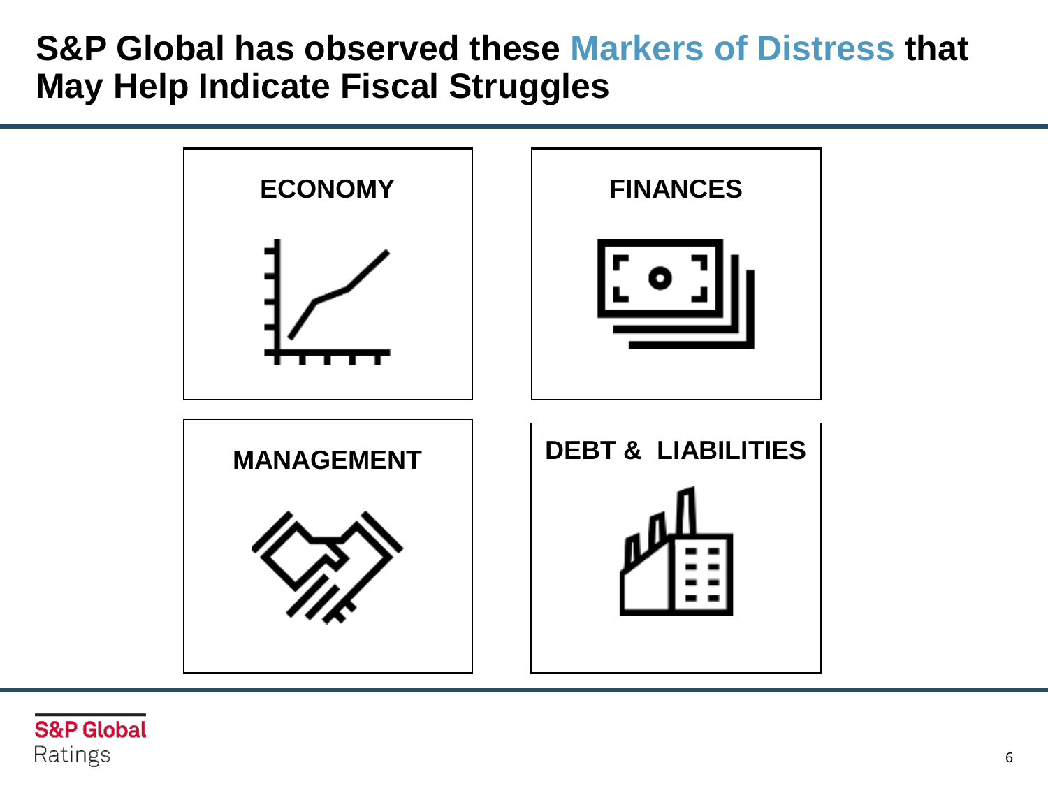# S&P Global has observed these Markers of Distress that May Help Indicate Fiscal Struggles

**ECONOMY**

**FINANCES**

**MANAGEMENT**

**DEBT & LIABILITIES**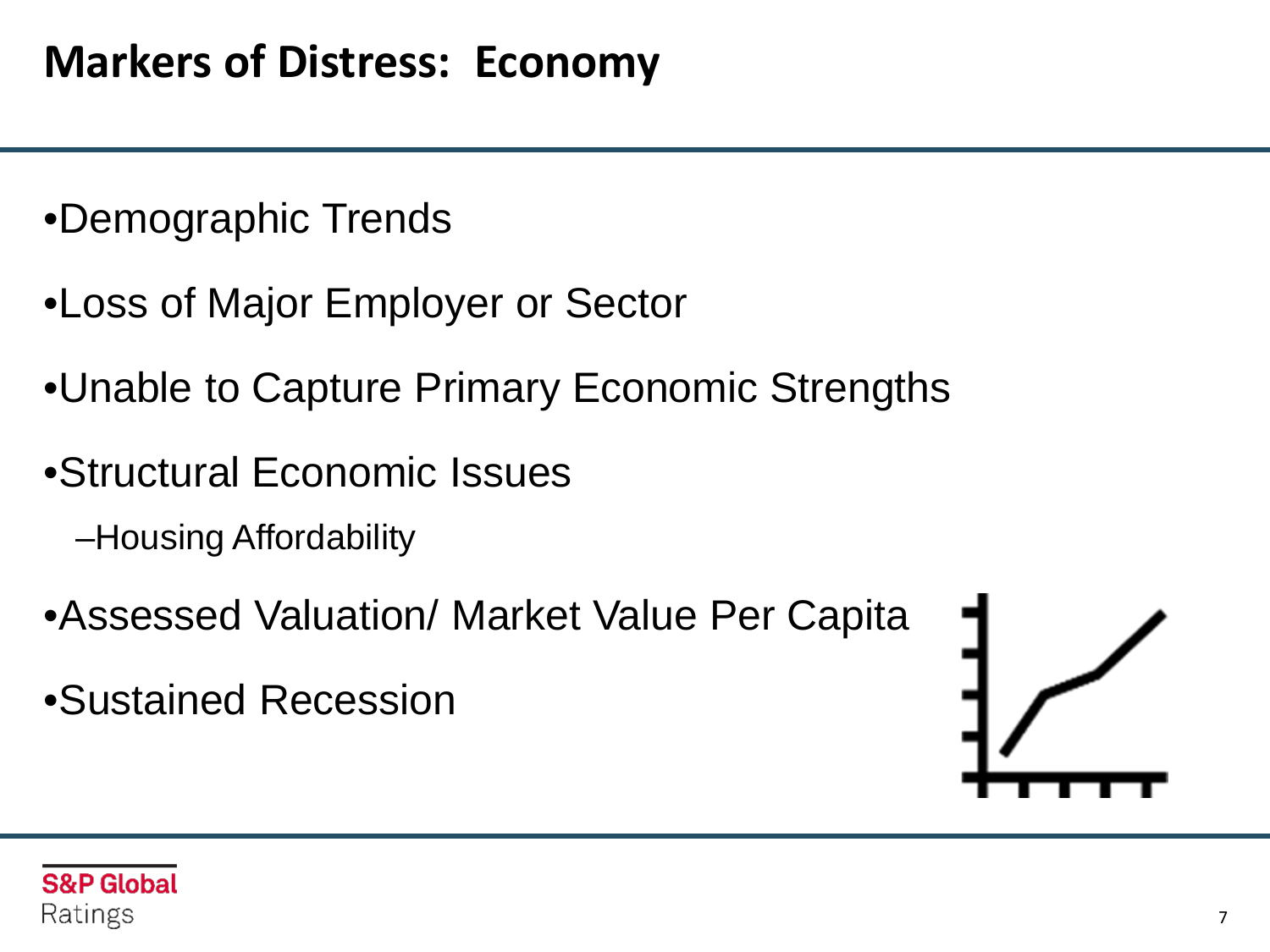# Markers of Distress: Economy

- Demographic Trends
- Loss of Major Employer or Sector
- Unable to Capture Primary Economic Strengths
- Structural Economic Issues
  - Housing Affordability
- Assessed Valuation/ Market Value Per Capita
- Sustained Recession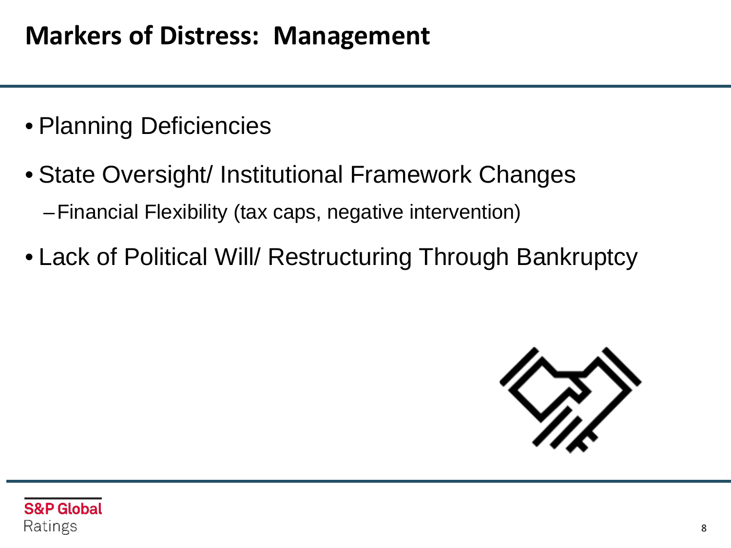# Markers of Distress: Management

- Planning Deficiencies
- State Oversight/ Institutional Framework Changes
  - Financial Flexibility (tax caps, negative intervention)
- Lack of Political Will/ Restructuring Through Bankruptcy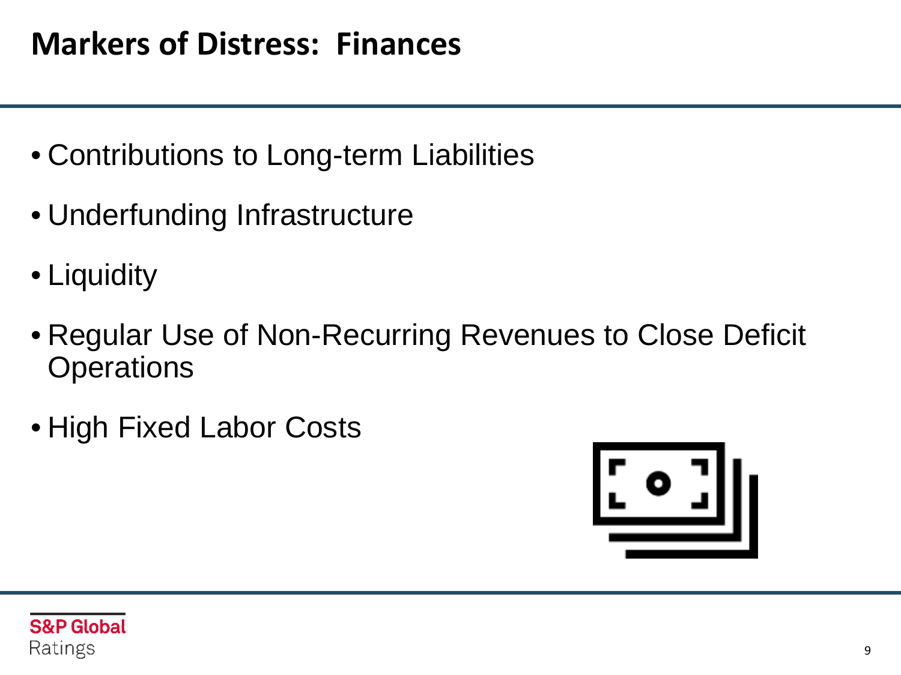# Markers of Distress: Finances

- Contributions to Long-term Liabilities
- Underfunding Infrastructure
- Liquidity
- Regular Use of Non-Recurring Revenues to Close Deficit Operations
- High Fixed Labor Costs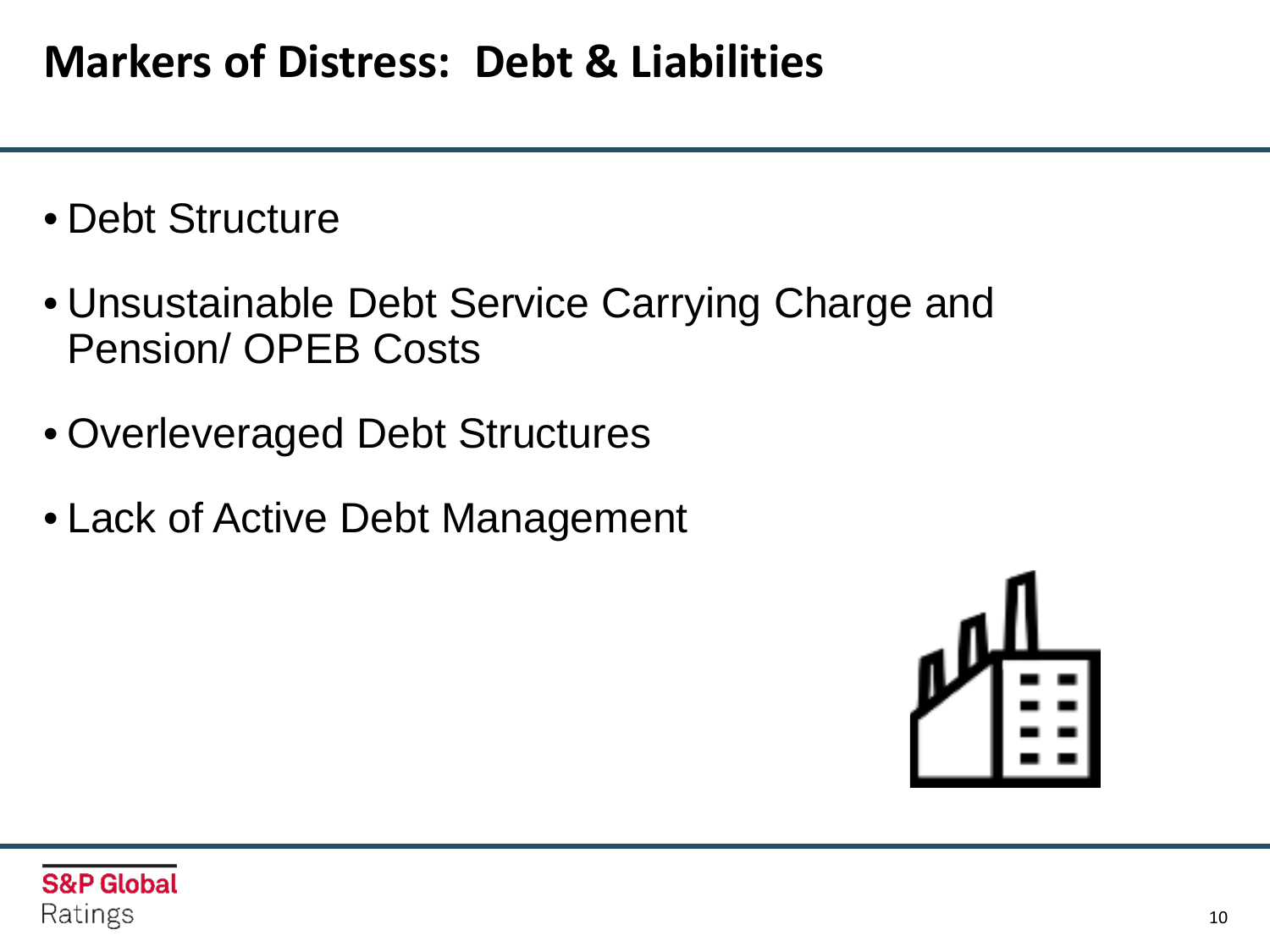# Markers of Distress: Debt & Liabilities

- Debt Structure
- Unsustainable Debt Service Carrying Charge and Pension/ OPEB Costs
- Overleveraged Debt Structures
- Lack of Active Debt Management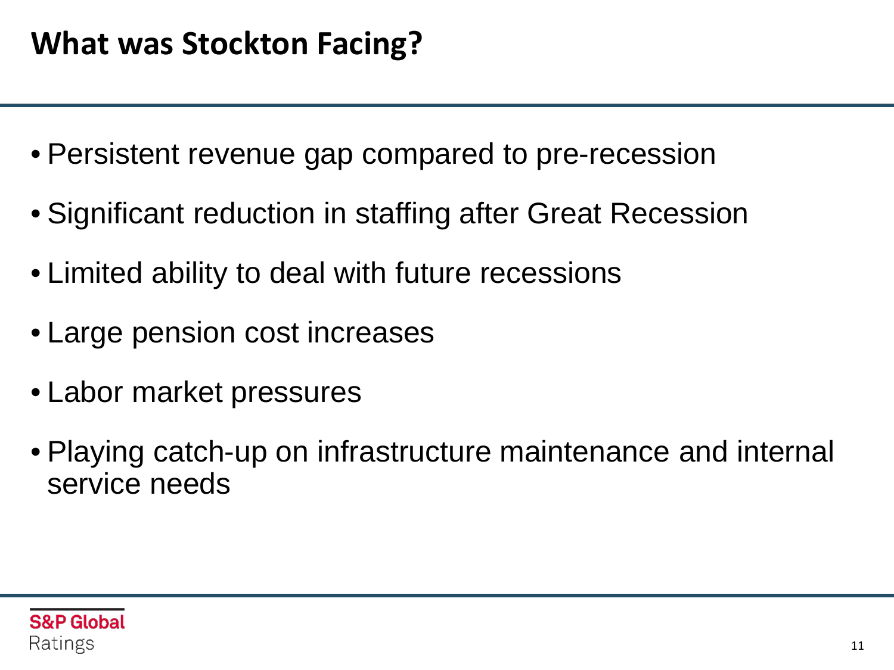# What was Stockton Facing?

- Persistent revenue gap compared to pre-recession
- Significant reduction in staffing after Great Recession
- Limited ability to deal with future recessions
- Large pension cost increases
- Labor market pressures
- Playing catch-up on infrastructure maintenance and internal service needs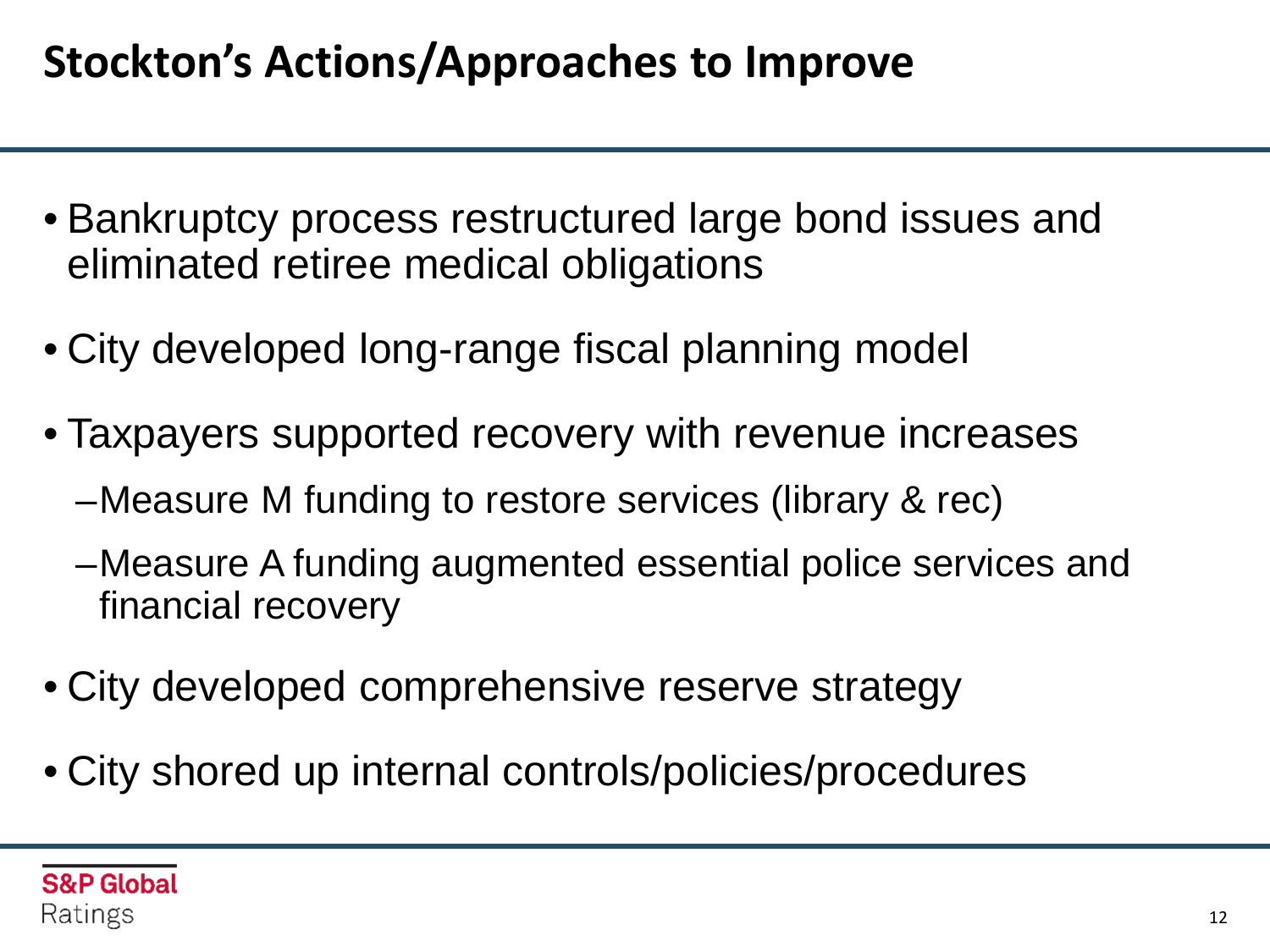# Stockton's Actions/Approaches to Improve

- Bankruptcy process restructured large bond issues and eliminated retiree medical obligations
- City developed long-range fiscal planning model
- Taxpayers supported recovery with revenue increases
  - Measure M funding to restore services (library & rec)
  - Measure A funding augmented essential police services and financial recovery
- City developed comprehensive reserve strategy
- City shored up internal controls/policies/procedures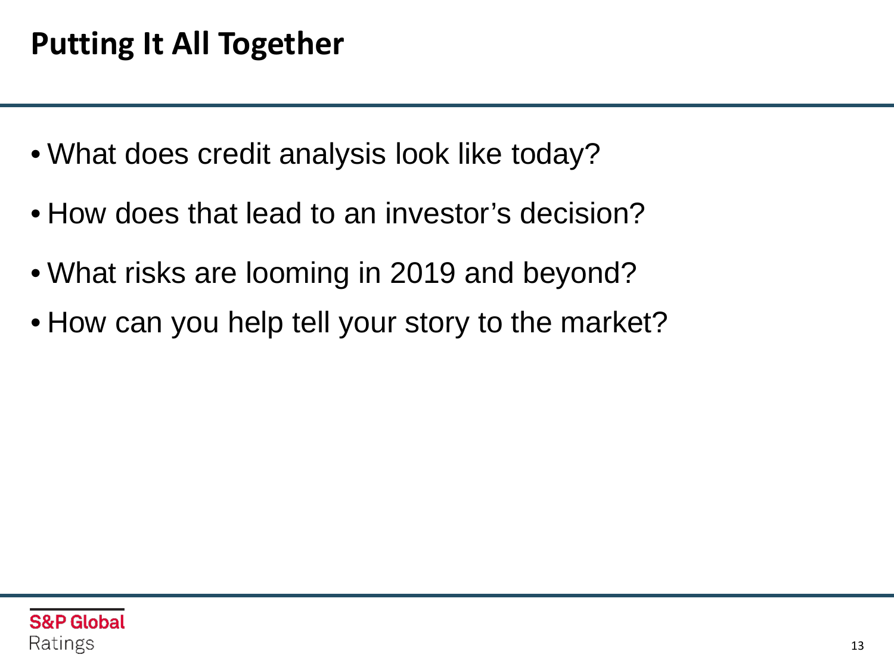# Putting It All Together

- What does credit analysis look like today?
- How does that lead to an investor’s decision?
- What risks are looming in 2019 and beyond?
- How can you help tell your story to the market?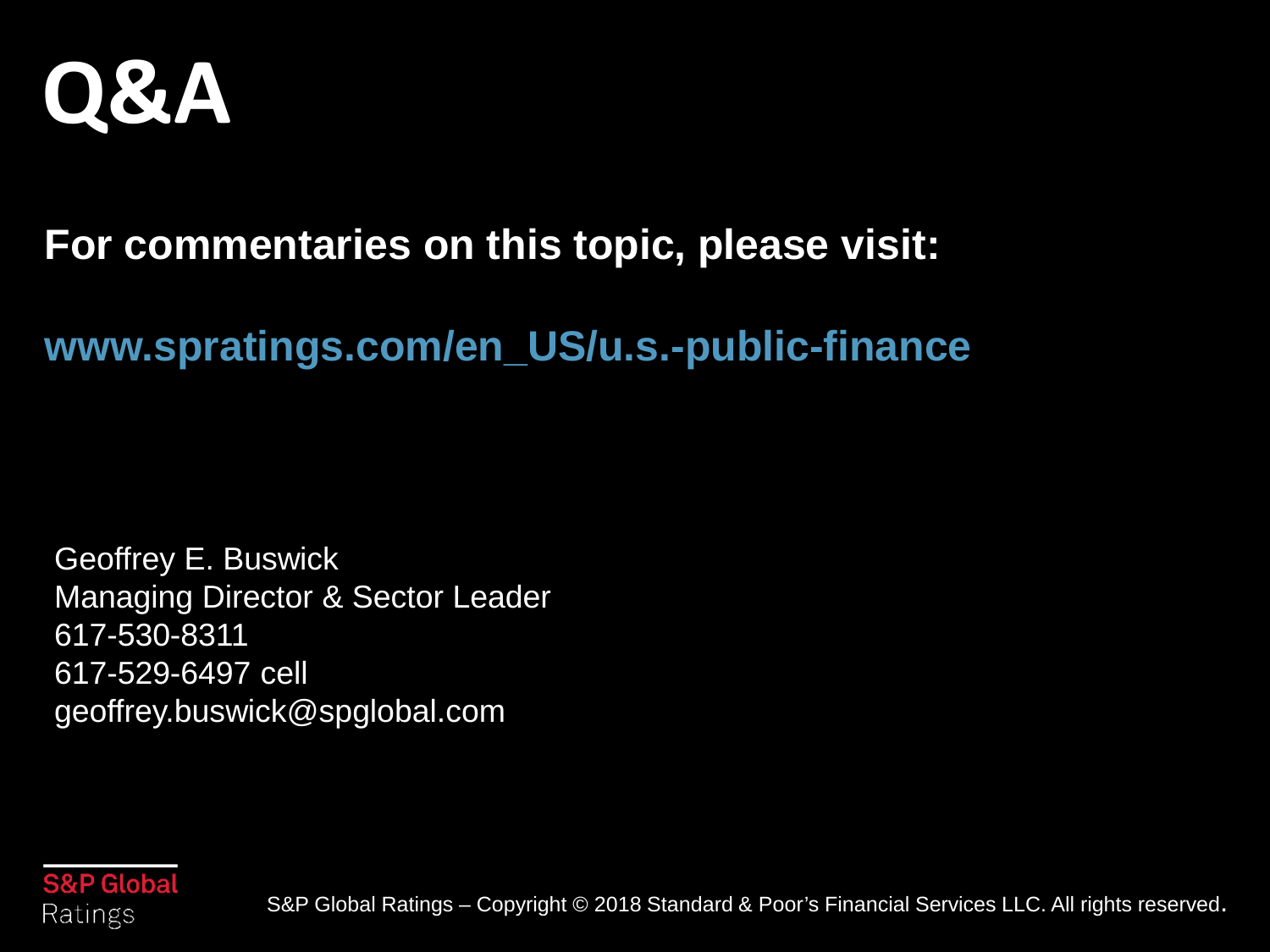# Q&A

**For commentaries on this topic, please visit:**

**www.spratings.com/en_US/u.s.-public-finance**

Geoffrey E. Buswick
Managing Director & Sector Leader
617-530-8311
617-529-6497 cell
geoffrey.buswick@spglobal.com

S&P Global Ratings

S&P Global Ratings – Copyright © 2018 Standard & Poor's Financial Services LLC. All rights reserved.